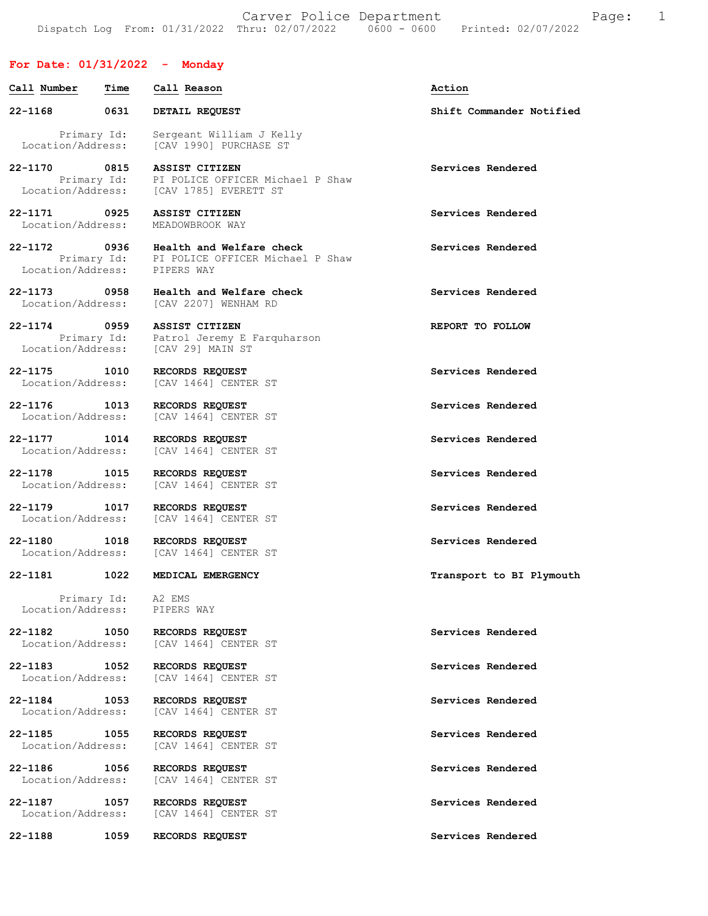Carver Police Department

Dispatch Log From: 01/31/2022 Thru: 02/07/2022 0600 - 0600 Printed: 02/07/2022

## For Date: 01/31/2022 - Monday

| Call Number | Time | Call Reason | Action |
|---|---|---|---|
| **22-1168** | **0631** | **DETAIL REQUEST** | **Shift Commander Notified** |
| Primary Id: | | Sergeant William J Kelly | |
| Location/Address: | | [CAV 1990] PURCHASE ST | |
| **22-1170** | **0815** | **ASSIST CITIZEN** | **Services Rendered** |
| Primary Id: | | PI POLICE OFFICER Michael P Shaw | |
| Location/Address: | | [CAV 1785] EVERETT ST | |
| **22-1171** | **0925** | **ASSIST CITIZEN** | **Services Rendered** |
| Location/Address: | | MEADOWBROOK WAY | |
| **22-1172** | **0936** | **Health and Welfare check** | **Services Rendered** |
| Primary Id: | | PI POLICE OFFICER Michael P Shaw | |
| Location/Address: | | PIPERS WAY | |
| **22-1173** | **0958** | **Health and Welfare check** | **Services Rendered** |
| Location/Address: | | [CAV 2207] WENHAM RD | |
| **22-1174** | **0959** | **ASSIST CITIZEN** | **REPORT TO FOLLOW** |
| Primary Id: | | Patrol Jeremy E Farquharson | |
| Location/Address: | | [CAV 29] MAIN ST | |
| **22-1175** | **1010** | **RECORDS REQUEST** | **Services Rendered** |
| Location/Address: | | [CAV 1464] CENTER ST | |
| **22-1176** | **1013** | **RECORDS REQUEST** | **Services Rendered** |
| Location/Address: | | [CAV 1464] CENTER ST | |
| **22-1177** | **1014** | **RECORDS REQUEST** | **Services Rendered** |
| Location/Address: | | [CAV 1464] CENTER ST | |
| **22-1178** | **1015** | **RECORDS REQUEST** | **Services Rendered** |
| Location/Address: | | [CAV 1464] CENTER ST | |
| **22-1179** | **1017** | **RECORDS REQUEST** | **Services Rendered** |
| Location/Address: | | [CAV 1464] CENTER ST | |
| **22-1180** | **1018** | **RECORDS REQUEST** | **Services Rendered** |
| Location/Address: | | [CAV 1464] CENTER ST | |
| **22-1181** | **1022** | **MEDICAL EMERGENCY** | **Transport to BI Plymouth** |
| Primary Id: | | A2 EMS | |
| Location/Address: | | PIPERS WAY | |
| **22-1182** | **1050** | **RECORDS REQUEST** | **Services Rendered** |
| Location/Address: | | [CAV 1464] CENTER ST | |
| **22-1183** | **1052** | **RECORDS REQUEST** | **Services Rendered** |
| Location/Address: | | [CAV 1464] CENTER ST | |
| **22-1184** | **1053** | **RECORDS REQUEST** | **Services Rendered** |
| Location/Address: | | [CAV 1464] CENTER ST | |
| **22-1185** | **1055** | **RECORDS REQUEST** | **Services Rendered** |
| Location/Address: | | [CAV 1464] CENTER ST | |
| **22-1186** | **1056** | **RECORDS REQUEST** | **Services Rendered** |
| Location/Address: | | [CAV 1464] CENTER ST | |
| **22-1187** | **1057** | **RECORDS REQUEST** | **Services Rendered** |
| Location/Address: | | [CAV 1464] CENTER ST | |
| **22-1188** | **1059** | **RECORDS REQUEST** | **Services Rendered** |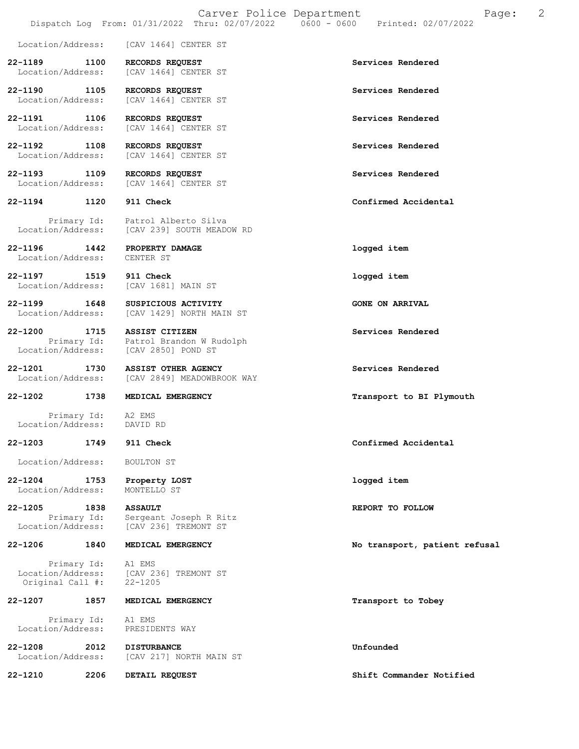Location/Address: [CAV 1464] CENTER ST

| Call # | Time | Call Reason | Action |
|---|---|---|---|
| 22-1189 | 1100 | RECORDS REQUEST | Services Rendered |
| | | Location/Address: [CAV 1464] CENTER ST | |
| 22-1190 | 1105 | RECORDS REQUEST | Services Rendered |
| | | Location/Address: [CAV 1464] CENTER ST | |
| 22-1191 | 1106 | RECORDS REQUEST | Services Rendered |
| | | Location/Address: [CAV 1464] CENTER ST | |
| 22-1192 | 1108 | RECORDS REQUEST | Services Rendered |
| | | Location/Address: [CAV 1464] CENTER ST | |
| 22-1193 | 1109 | RECORDS REQUEST | Services Rendered |
| | | Location/Address: [CAV 1464] CENTER ST | |
| 22-1194 | 1120 | 911 Check | Confirmed Accidental |
| | | Primary Id: Patrol Alberto Silva | |
| | | Location/Address: [CAV 239] SOUTH MEADOW RD | |
| 22-1196 | 1442 | PROPERTY DAMAGE | logged item |
| | | Location/Address: CENTER ST | |
| 22-1197 | 1519 | 911 Check | logged item |
| | | Location/Address: [CAV 1681] MAIN ST | |
| 22-1199 | 1648 | SUSPICIOUS ACTIVITY | GONE ON ARRIVAL |
| | | Location/Address: [CAV 1429] NORTH MAIN ST | |
| 22-1200 | 1715 | ASSIST CITIZEN | Services Rendered |
| | | Primary Id: Patrol Brandon W Rudolph | |
| | | Location/Address: [CAV 2850] POND ST | |
| 22-1201 | 1730 | ASSIST OTHER AGENCY | Services Rendered |
| | | Location/Address: [CAV 2849] MEADOWBROOK WAY | |
| 22-1202 | 1738 | MEDICAL EMERGENCY | Transport to BI Plymouth |
| | | Primary Id: A2 EMS | |
| | | Location/Address: DAVID RD | |
| 22-1203 | 1749 | 911 Check | Confirmed Accidental |
| | | Location/Address: BOULTON ST | |
| 22-1204 | 1753 | Property LOST | logged item |
| | | Location/Address: MONTELLO ST | |
| 22-1205 | 1838 | ASSAULT | REPORT TO FOLLOW |
| | | Primary Id: Sergeant Joseph R Ritz | |
| | | Location/Address: [CAV 236] TREMONT ST | |
| 22-1206 | 1840 | MEDICAL EMERGENCY | No transport, patient refusal |
| | | Primary Id: A1 EMS | |
| | | Location/Address: [CAV 236] TREMONT ST | |
| | | Original Call #: 22-1205 | |
| 22-1207 | 1857 | MEDICAL EMERGENCY | Transport to Tobey |
| | | Primary Id: A1 EMS | |
| | | Location/Address: PRESIDENTS WAY | |
| 22-1208 | 2012 | DISTURBANCE | Unfounded |
| | | Location/Address: [CAV 217] NORTH MAIN ST | |
| 22-1210 | 2206 | DETAIL REQUEST | Shift Commander Notified |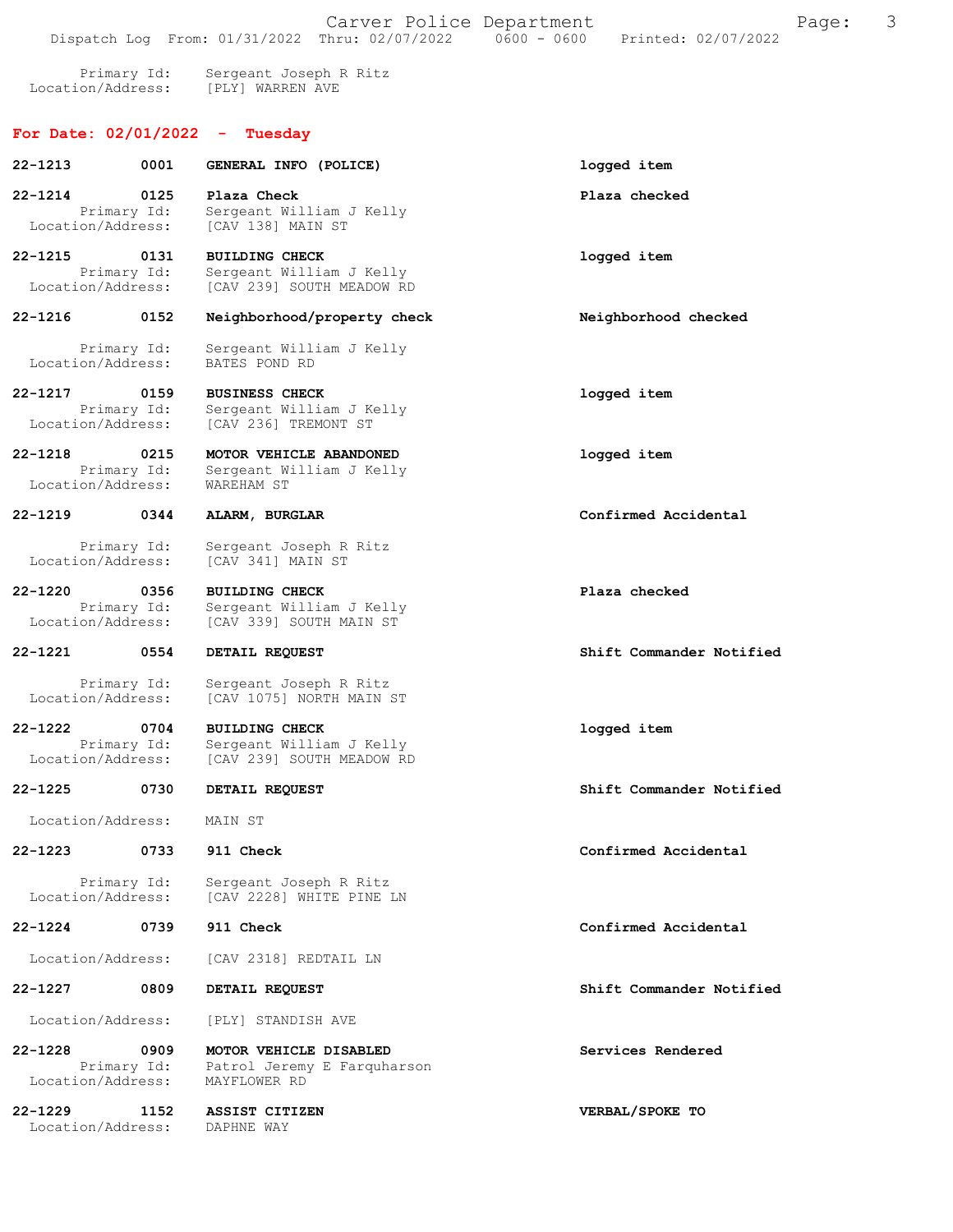Primary Id: Sergeant Joseph R Ritz
Location/Address: [PLY] WARREN AVE

## For Date: 02/01/2022 - Tuesday

**22-1213** 0001 **GENERAL INFO (POLICE)** — logged item

**22-1214** 0125 **Plaza Check** — Plaza checked
Primary Id: Sergeant William J Kelly
Location/Address: [CAV 138] MAIN ST

**22-1215** 0131 **BUILDING CHECK** — logged item
Primary Id: Sergeant William J Kelly
Location/Address: [CAV 239] SOUTH MEADOW RD

**22-1216** 0152 **Neighborhood/property check** — Neighborhood checked
Primary Id: Sergeant William J Kelly
Location/Address: BATES POND RD

**22-1217** 0159 **BUSINESS CHECK** — logged item
Primary Id: Sergeant William J Kelly
Location/Address: [CAV 236] TREMONT ST

**22-1218** 0215 **MOTOR VEHICLE ABANDONED** — logged item
Primary Id: Sergeant William J Kelly
Location/Address: WAREHAM ST

**22-1219** 0344 **ALARM, BURGLAR** — Confirmed Accidental
Primary Id: Sergeant Joseph R Ritz
Location/Address: [CAV 341] MAIN ST

**22-1220** 0356 **BUILDING CHECK** — Plaza checked
Primary Id: Sergeant William J Kelly
Location/Address: [CAV 339] SOUTH MAIN ST

**22-1221** 0554 **DETAIL REQUEST** — Shift Commander Notified
Primary Id: Sergeant Joseph R Ritz
Location/Address: [CAV 1075] NORTH MAIN ST

**22-1222** 0704 **BUILDING CHECK** — logged item
Primary Id: Sergeant William J Kelly
Location/Address: [CAV 239] SOUTH MEADOW RD

**22-1225** 0730 **DETAIL REQUEST** — Shift Commander Notified
Location/Address: MAIN ST

**22-1223** 0733 **911 Check** — Confirmed Accidental
Primary Id: Sergeant Joseph R Ritz
Location/Address: [CAV 2228] WHITE PINE LN

**22-1224** 0739 **911 Check** — Confirmed Accidental
Location/Address: [CAV 2318] REDTAIL LN

**22-1227** 0809 **DETAIL REQUEST** — Shift Commander Notified
Location/Address: [PLY] STANDISH AVE

**22-1228** 0909 **MOTOR VEHICLE DISABLED** — Services Rendered
Primary Id: Patrol Jeremy E Farquharson
Location/Address: MAYFLOWER RD

**22-1229** 1152 **ASSIST CITIZEN** — VERBAL/SPOKE TO
Location/Address: DAPHNE WAY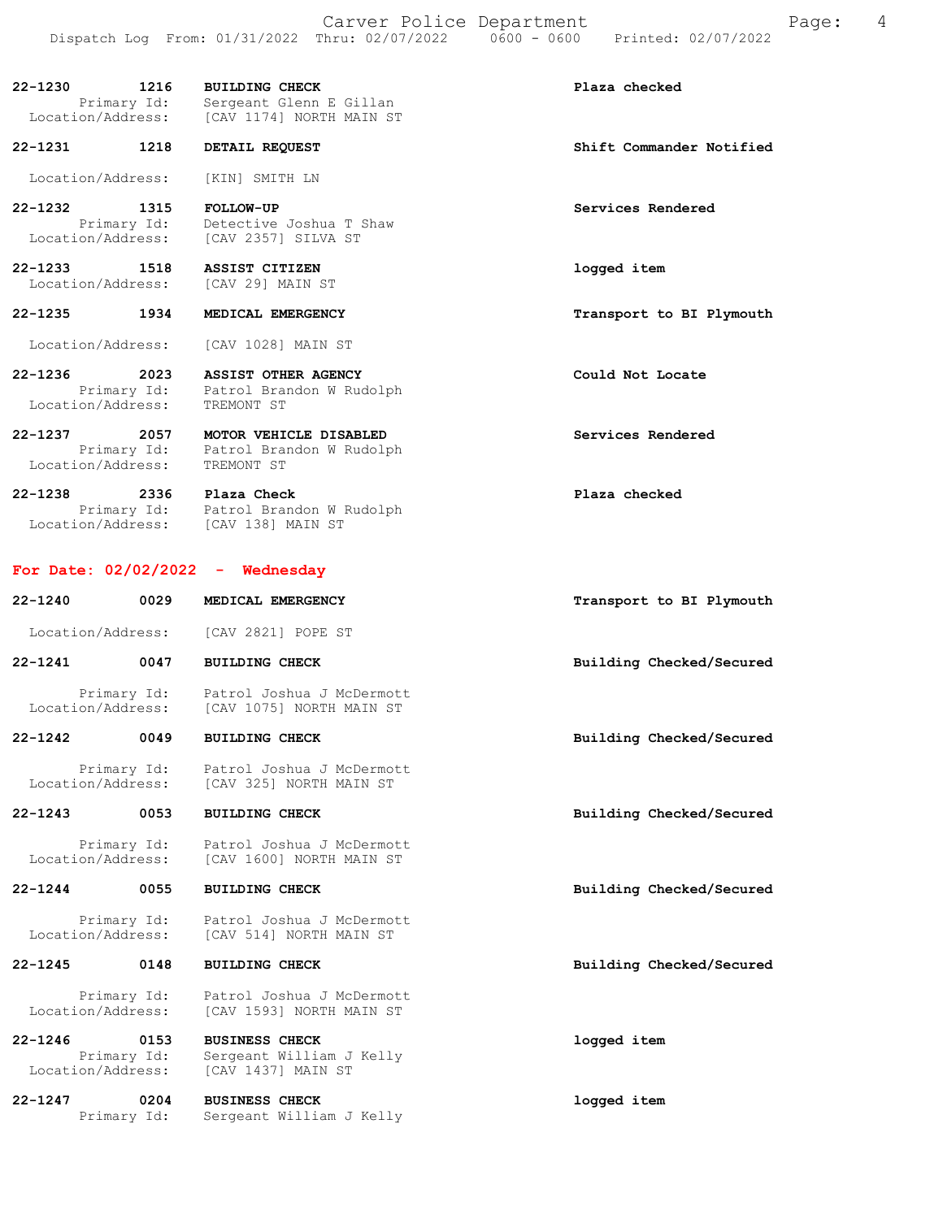22-1230 1216 **BUILDING CHECK** **Plaza checked**
Primary Id: Sergeant Glenn E Gillan
Location/Address: [CAV 1174] NORTH MAIN ST

22-1231 1218 **DETAIL REQUEST** **Shift Commander Notified**
Location/Address: [KIN] SMITH LN

22-1232 1315 **FOLLOW-UP** **Services Rendered**
Primary Id: Detective Joshua T Shaw
Location/Address: [CAV 2357] SILVA ST

22-1233 1518 **ASSIST CITIZEN** **logged item**
Location/Address: [CAV 29] MAIN ST

22-1235 1934 **MEDICAL EMERGENCY** **Transport to BI Plymouth**
Location/Address: [CAV 1028] MAIN ST

22-1236 2023 **ASSIST OTHER AGENCY** **Could Not Locate**
Primary Id: Patrol Brandon W Rudolph
Location/Address: TREMONT ST

22-1237 2057 **MOTOR VEHICLE DISABLED** **Services Rendered**
Primary Id: Patrol Brandon W Rudolph
Location/Address: TREMONT ST

22-1238 2336 **Plaza Check** **Plaza checked**
Primary Id: Patrol Brandon W Rudolph
Location/Address: [CAV 138] MAIN ST

## For Date: 02/02/2022 - Wednesday

22-1240 0029 **MEDICAL EMERGENCY** **Transport to BI Plymouth**
Location/Address: [CAV 2821] POPE ST

22-1241 0047 **BUILDING CHECK** **Building Checked/Secured**
Primary Id: Patrol Joshua J McDermott
Location/Address: [CAV 1075] NORTH MAIN ST

22-1242 0049 **BUILDING CHECK** **Building Checked/Secured**
Primary Id: Patrol Joshua J McDermott
Location/Address: [CAV 325] NORTH MAIN ST

22-1243 0053 **BUILDING CHECK** **Building Checked/Secured**
Primary Id: Patrol Joshua J McDermott
Location/Address: [CAV 1600] NORTH MAIN ST

22-1244 0055 **BUILDING CHECK** **Building Checked/Secured**
Primary Id: Patrol Joshua J McDermott
Location/Address: [CAV 514] NORTH MAIN ST

22-1245 0148 **BUILDING CHECK** **Building Checked/Secured**
Primary Id: Patrol Joshua J McDermott
Location/Address: [CAV 1593] NORTH MAIN ST

22-1246 0153 **BUSINESS CHECK** **logged item**
Primary Id: Sergeant William J Kelly
Location/Address: [CAV 1437] MAIN ST

22-1247 0204 **BUSINESS CHECK** **logged item**
Primary Id: Sergeant William J Kelly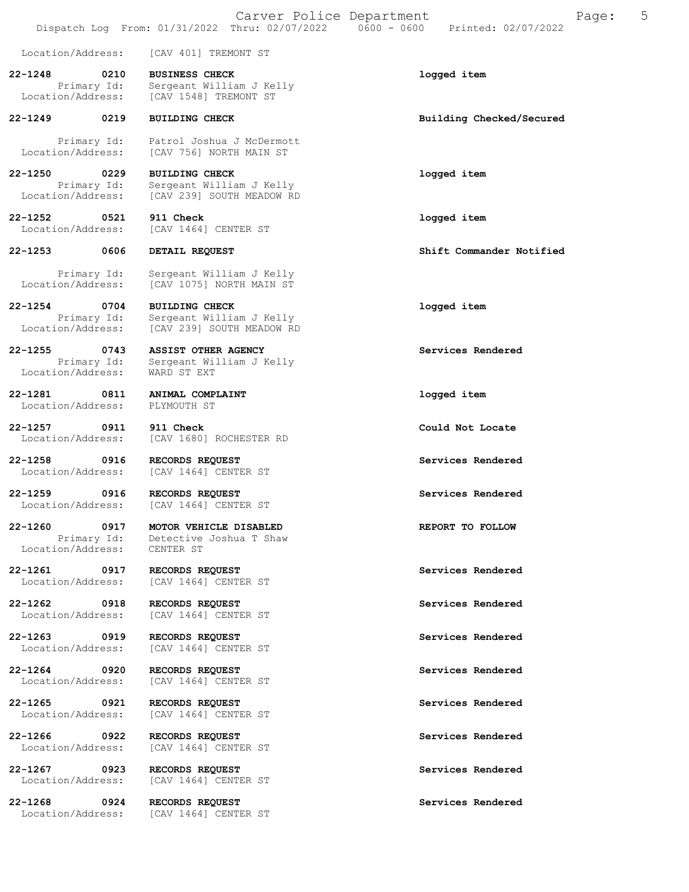Location/Address: [CAV 401] TREMONT ST

**22-1248 0210 BUSINESS CHECK** — logged item
Primary Id: Sergeant William J Kelly
Location/Address: [CAV 1548] TREMONT ST

**22-1249 0219 BUILDING CHECK** — Building Checked/Secured
Primary Id: Patrol Joshua J McDermott
Location/Address: [CAV 756] NORTH MAIN ST

**22-1250 0229 BUILDING CHECK** — logged item
Primary Id: Sergeant William J Kelly
Location/Address: [CAV 239] SOUTH MEADOW RD

**22-1252 0521 911 Check** — logged item
Location/Address: [CAV 1464] CENTER ST

**22-1253 0606 DETAIL REQUEST** — Shift Commander Notified
Primary Id: Sergeant William J Kelly
Location/Address: [CAV 1075] NORTH MAIN ST

**22-1254 0704 BUILDING CHECK** — logged item
Primary Id: Sergeant William J Kelly
Location/Address: [CAV 239] SOUTH MEADOW RD

**22-1255 0743 ASSIST OTHER AGENCY** — Services Rendered
Primary Id: Sergeant William J Kelly
Location/Address: WARD ST EXT

**22-1281 0811 ANIMAL COMPLAINT** — logged item
Location/Address: PLYMOUTH ST

**22-1257 0911 911 Check** — Could Not Locate
Location/Address: [CAV 1680] ROCHESTER RD

**22-1258 0916 RECORDS REQUEST** — Services Rendered
Location/Address: [CAV 1464] CENTER ST

**22-1259 0916 RECORDS REQUEST** — Services Rendered
Location/Address: [CAV 1464] CENTER ST

**22-1260 0917 MOTOR VEHICLE DISABLED** — REPORT TO FOLLOW
Primary Id: Detective Joshua T Shaw
Location/Address: CENTER ST

**22-1261 0917 RECORDS REQUEST** — Services Rendered
Location/Address: [CAV 1464] CENTER ST

**22-1262 0918 RECORDS REQUEST** — Services Rendered
Location/Address: [CAV 1464] CENTER ST

**22-1263 0919 RECORDS REQUEST** — Services Rendered
Location/Address: [CAV 1464] CENTER ST

**22-1264 0920 RECORDS REQUEST** — Services Rendered
Location/Address: [CAV 1464] CENTER ST

**22-1265 0921 RECORDS REQUEST** — Services Rendered
Location/Address: [CAV 1464] CENTER ST

**22-1266 0922 RECORDS REQUEST** — Services Rendered
Location/Address: [CAV 1464] CENTER ST

**22-1267 0923 RECORDS REQUEST** — Services Rendered
Location/Address: [CAV 1464] CENTER ST

**22-1268 0924 RECORDS REQUEST** — Services Rendered
Location/Address: [CAV 1464] CENTER ST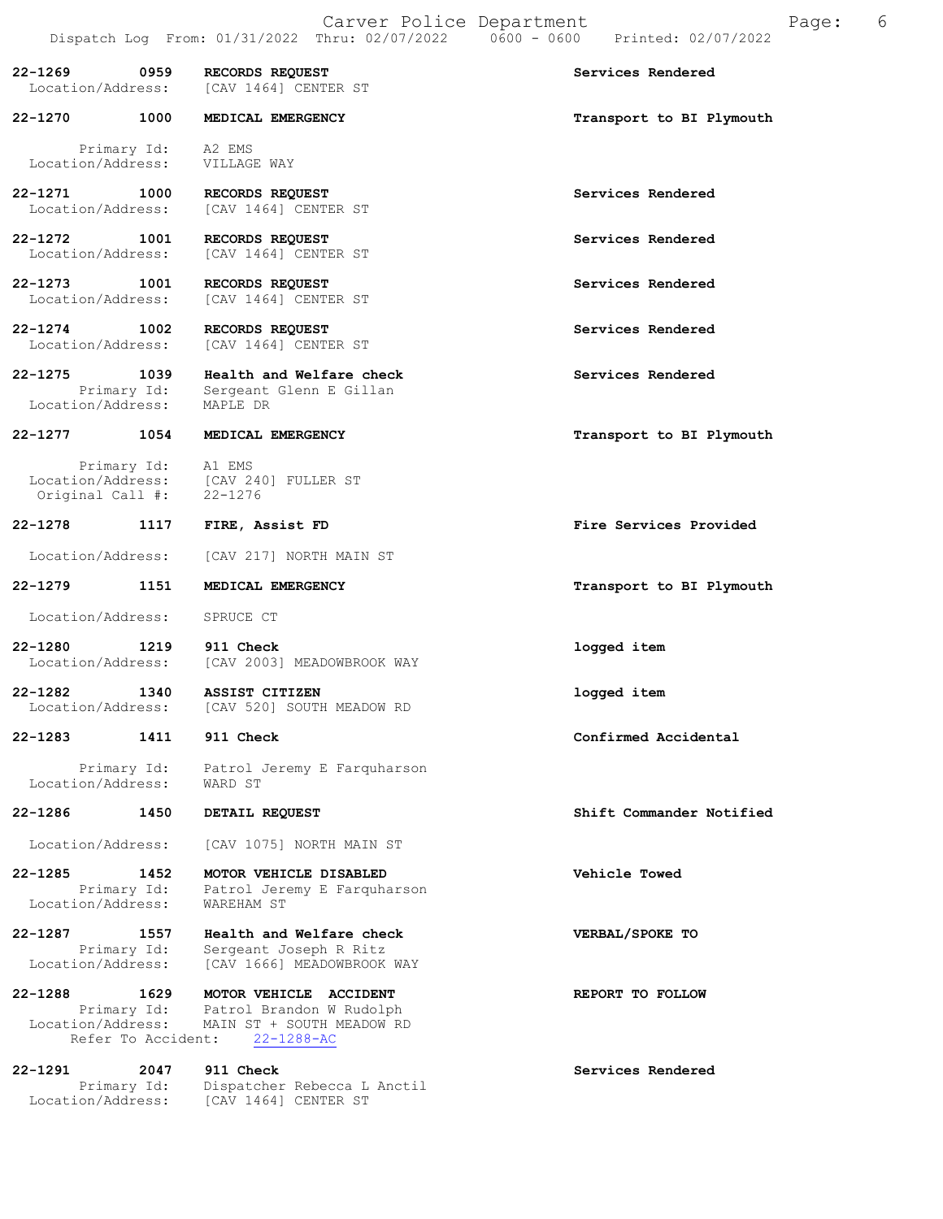22-1269 0959 **RECORDS REQUEST** Services Rendered
Location/Address: [CAV 1464] CENTER ST

22-1270 1000 **MEDICAL EMERGENCY** Transport to BI Plymouth
Primary Id: A2 EMS
Location/Address: VILLAGE WAY

22-1271 1000 **RECORDS REQUEST** Services Rendered
Location/Address: [CAV 1464] CENTER ST

22-1272 1001 **RECORDS REQUEST** Services Rendered
Location/Address: [CAV 1464] CENTER ST

22-1273 1001 **RECORDS REQUEST** Services Rendered
Location/Address: [CAV 1464] CENTER ST

22-1274 1002 **RECORDS REQUEST** Services Rendered
Location/Address: [CAV 1464] CENTER ST

22-1275 1039 **Health and Welfare check** Services Rendered
Primary Id: Sergeant Glenn E Gillan
Location/Address: MAPLE DR

22-1277 1054 **MEDICAL EMERGENCY** Transport to BI Plymouth
Primary Id: A1 EMS
Location/Address: [CAV 240] FULLER ST
Original Call #: 22-1276

22-1278 1117 **FIRE, Assist FD** Fire Services Provided
Location/Address: [CAV 217] NORTH MAIN ST

22-1279 1151 **MEDICAL EMERGENCY** Transport to BI Plymouth
Location/Address: SPRUCE CT

22-1280 1219 **911 Check** logged item
Location/Address: [CAV 2003] MEADOWBROOK WAY

22-1282 1340 **ASSIST CITIZEN** logged item
Location/Address: [CAV 520] SOUTH MEADOW RD

22-1283 1411 **911 Check** Confirmed Accidental
Primary Id: Patrol Jeremy E Farquharson
Location/Address: WARD ST

22-1286 1450 **DETAIL REQUEST** Shift Commander Notified
Location/Address: [CAV 1075] NORTH MAIN ST

22-1285 1452 **MOTOR VEHICLE DISABLED** Vehicle Towed
Primary Id: Patrol Jeremy E Farquharson
Location/Address: WAREHAM ST

22-1287 1557 **Health and Welfare check** VERBAL/SPOKE TO
Primary Id: Sergeant Joseph R Ritz
Location/Address: [CAV 1666] MEADOWBROOK WAY

22-1288 1629 **MOTOR VEHICLE ACCIDENT** REPORT TO FOLLOW
Primary Id: Patrol Brandon W Rudolph
Location/Address: MAIN ST + SOUTH MEADOW RD
Refer To Accident: 22-1288-AC

22-1291 2047 **911 Check** Services Rendered
Primary Id: Dispatcher Rebecca L Anctil
Location/Address: [CAV 1464] CENTER ST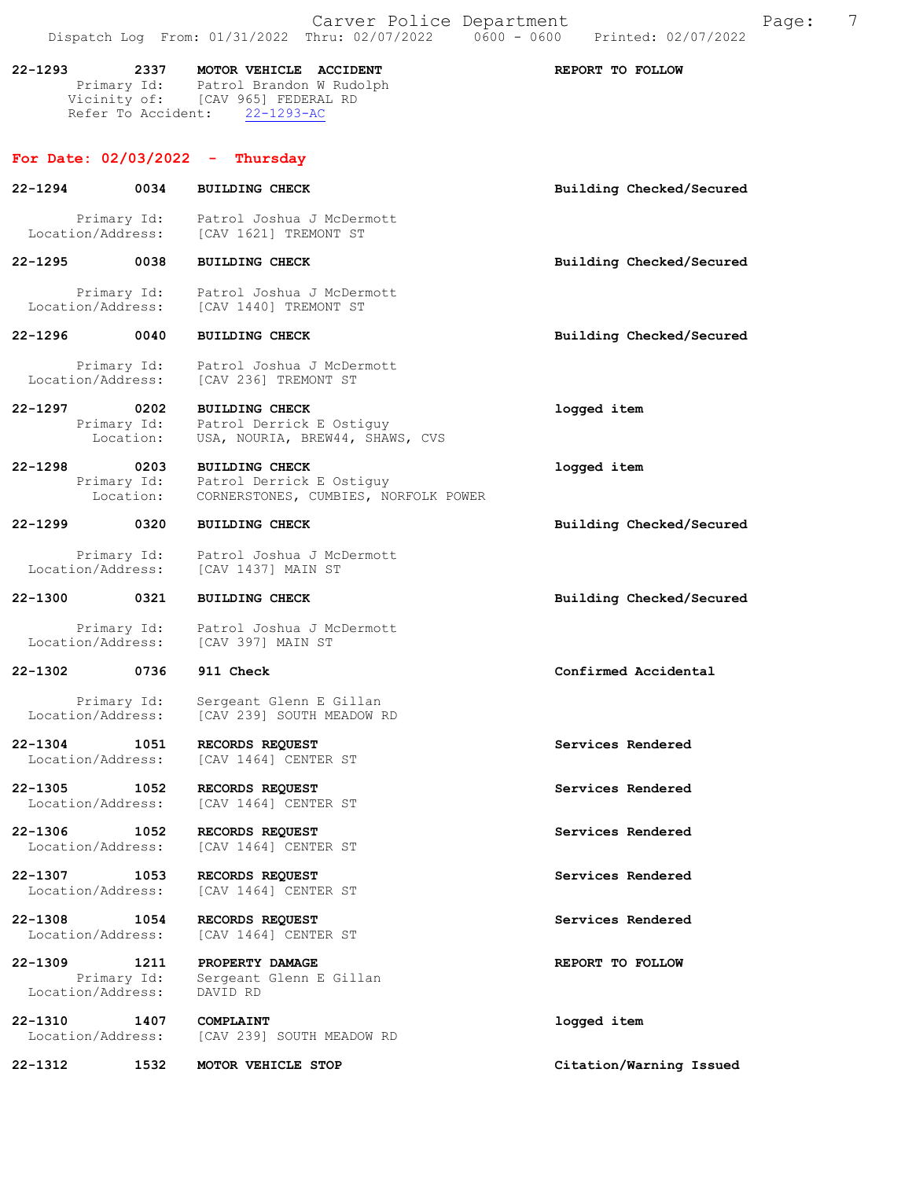22-1293 2337 **MOTOR VEHICLE ACCIDENT** **REPORT TO FOLLOW**
Primary Id: Patrol Brandon W Rudolph
Vicinity of: [CAV 965] FEDERAL RD
Refer To Accident: 22-1293-AC

## For Date: 02/03/2022 - Thursday

**22-1294** **0034** **BUILDING CHECK** **Building Checked/Secured**
Primary Id: Patrol Joshua J McDermott
Location/Address: [CAV 1621] TREMONT ST

**22-1295** **0038** **BUILDING CHECK** **Building Checked/Secured**
Primary Id: Patrol Joshua J McDermott
Location/Address: [CAV 1440] TREMONT ST

**22-1296** **0040** **BUILDING CHECK** **Building Checked/Secured**
Primary Id: Patrol Joshua J McDermott
Location/Address: [CAV 236] TREMONT ST

**22-1297** **0202** **BUILDING CHECK** **logged item**
Primary Id: Patrol Derrick E Ostiguy
Location: USA, NOURIA, BREW44, SHAWS, CVS

**22-1298** **0203** **BUILDING CHECK** **logged item**
Primary Id: Patrol Derrick E Ostiguy
Location: CORNERSTONES, CUMBIES, NORFOLK POWER

**22-1299** **0320** **BUILDING CHECK** **Building Checked/Secured**
Primary Id: Patrol Joshua J McDermott
Location/Address: [CAV 1437] MAIN ST

**22-1300** **0321** **BUILDING CHECK** **Building Checked/Secured**
Primary Id: Patrol Joshua J McDermott
Location/Address: [CAV 397] MAIN ST

**22-1302** **0736** **911 Check** **Confirmed Accidental**
Primary Id: Sergeant Glenn E Gillan
Location/Address: [CAV 239] SOUTH MEADOW RD

**22-1304** **1051** **RECORDS REQUEST** **Services Rendered**
Location/Address: [CAV 1464] CENTER ST

**22-1305** **1052** **RECORDS REQUEST** **Services Rendered**
Location/Address: [CAV 1464] CENTER ST

**22-1306** **1052** **RECORDS REQUEST** **Services Rendered**
Location/Address: [CAV 1464] CENTER ST

**22-1307** **1053** **RECORDS REQUEST** **Services Rendered**
Location/Address: [CAV 1464] CENTER ST

**22-1308** **1054** **RECORDS REQUEST** **Services Rendered**
Location/Address: [CAV 1464] CENTER ST

**22-1309** **1211** **PROPERTY DAMAGE** **REPORT TO FOLLOW**
Primary Id: Sergeant Glenn E Gillan
Location/Address: DAVID RD

**22-1310** **1407** **COMPLAINT** **logged item**
Location/Address: [CAV 239] SOUTH MEADOW RD

**22-1312** **1532** **MOTOR VEHICLE STOP** **Citation/Warning Issued**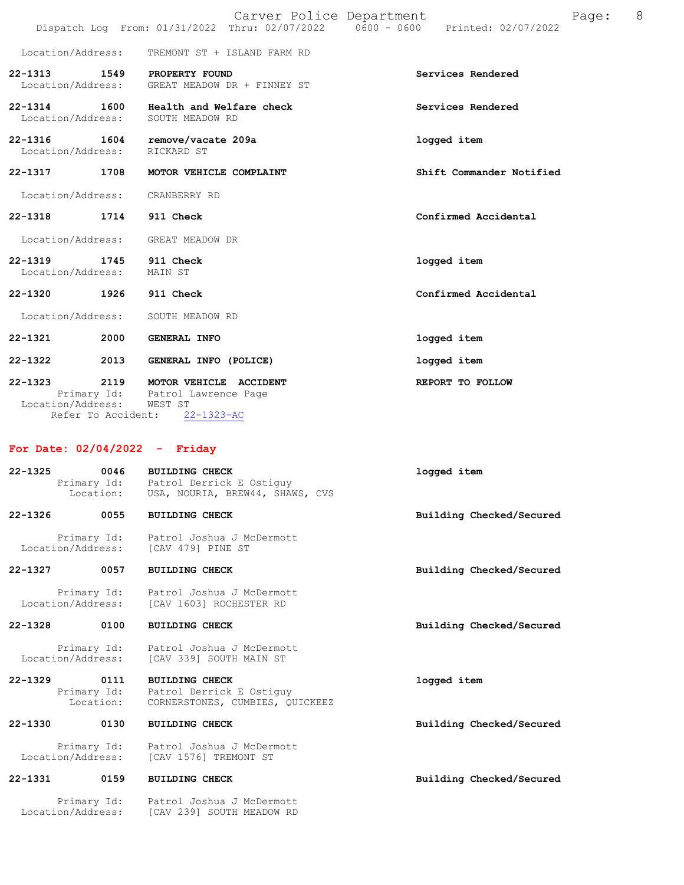Location/Address: TREMONT ST + ISLAND FARM RD

**22-1313** 1549 **PROPERTY FOUND** — **Services Rendered**
Location/Address: GREAT MEADOW DR + FINNEY ST

**22-1314** 1600 **Health and Welfare check** — **Services Rendered**
Location/Address: SOUTH MEADOW RD

**22-1316** 1604 **remove/vacate 209a** — **logged item**
Location/Address: RICKARD ST

**22-1317** 1708 **MOTOR VEHICLE COMPLAINT** — **Shift Commander Notified**
Location/Address: CRANBERRY RD

**22-1318** 1714 **911 Check** — **Confirmed Accidental**
Location/Address: GREAT MEADOW DR

**22-1319** 1745 **911 Check** — **logged item**
Location/Address: MAIN ST

**22-1320** 1926 **911 Check** — **Confirmed Accidental**
Location/Address: SOUTH MEADOW RD

**22-1321** 2000 **GENERAL INFO** — **logged item**

**22-1322** 2013 **GENERAL INFO (POLICE)** — **logged item**

**22-1323** 2119 **MOTOR VEHICLE ACCIDENT** — **REPORT TO FOLLOW**
Primary Id: Patrol Lawrence Page
Location/Address: WEST ST
Refer To Accident: 22-1323-AC

## For Date: 02/04/2022 - Friday

**22-1325** 0046 **BUILDING CHECK** — **logged item**
Primary Id: Patrol Derrick E Ostiguy
Location: USA, NOURIA, BREW44, SHAWS, CVS

**22-1326** 0055 **BUILDING CHECK** — **Building Checked/Secured**
Primary Id: Patrol Joshua J McDermott
Location/Address: [CAV 479] PINE ST

**22-1327** 0057 **BUILDING CHECK** — **Building Checked/Secured**
Primary Id: Patrol Joshua J McDermott
Location/Address: [CAV 1603] ROCHESTER RD

**22-1328** 0100 **BUILDING CHECK** — **Building Checked/Secured**
Primary Id: Patrol Joshua J McDermott
Location/Address: [CAV 339] SOUTH MAIN ST

**22-1329** 0111 **BUILDING CHECK** — **logged item**
Primary Id: Patrol Derrick E Ostiguy
Location: CORNERSTONES, CUMBIES, QUICKEEZ

**22-1330** 0130 **BUILDING CHECK** — **Building Checked/Secured**
Primary Id: Patrol Joshua J McDermott
Location/Address: [CAV 1576] TREMONT ST

**22-1331** 0159 **BUILDING CHECK** — **Building Checked/Secured**
Primary Id: Patrol Joshua J McDermott
Location/Address: [CAV 239] SOUTH MEADOW RD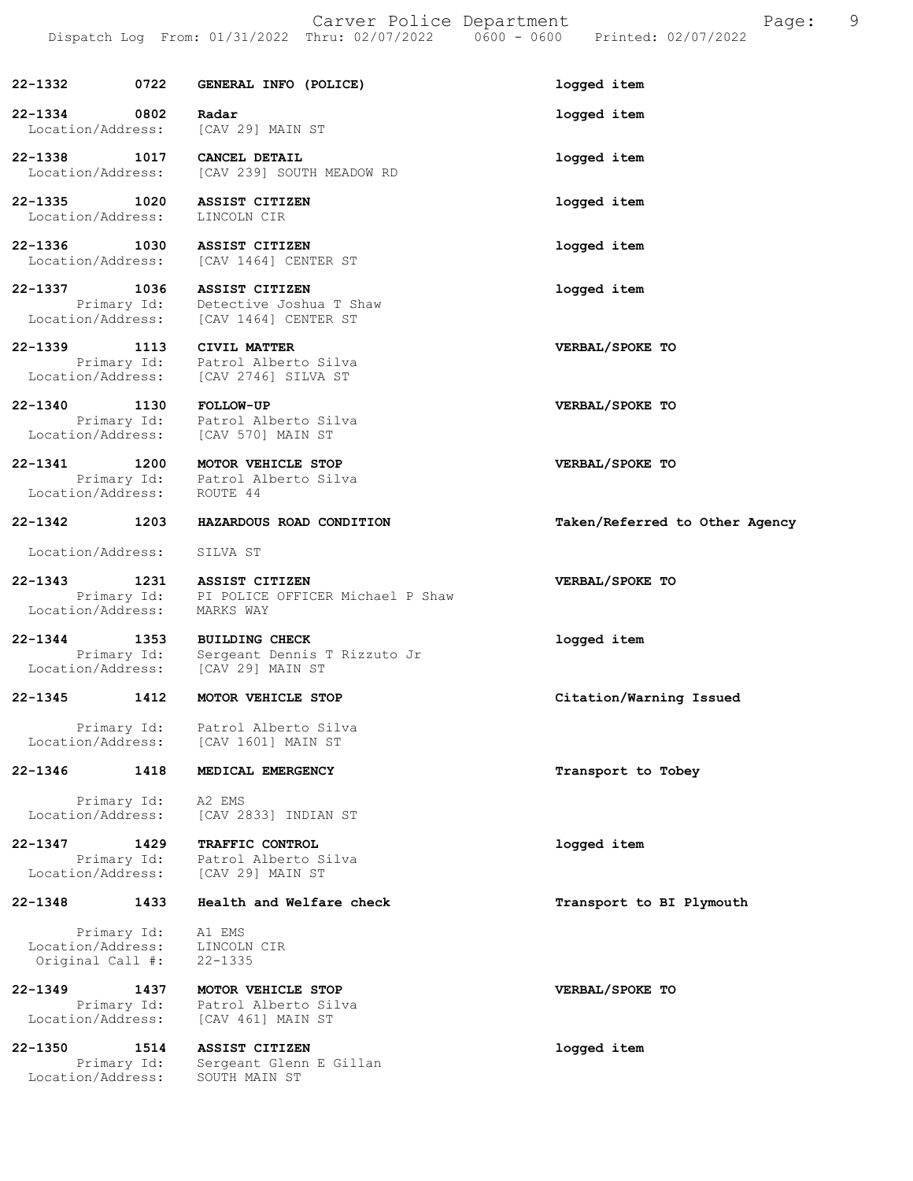22-1332 0722 GENERAL INFO (POLICE) logged item

22-1334 0802 Radar logged item
Location/Address: [CAV 29] MAIN ST

22-1338 1017 CANCEL DETAIL logged item
Location/Address: [CAV 239] SOUTH MEADOW RD

22-1335 1020 ASSIST CITIZEN logged item
Location/Address: LINCOLN CIR

22-1336 1030 ASSIST CITIZEN logged item
Location/Address: [CAV 1464] CENTER ST

22-1337 1036 ASSIST CITIZEN logged item
Primary Id: Detective Joshua T Shaw
Location/Address: [CAV 1464] CENTER ST

22-1339 1113 CIVIL MATTER VERBAL/SPOKE TO
Primary Id: Patrol Alberto Silva
Location/Address: [CAV 2746] SILVA ST

22-1340 1130 FOLLOW-UP VERBAL/SPOKE TO
Primary Id: Patrol Alberto Silva
Location/Address: [CAV 570] MAIN ST

22-1341 1200 MOTOR VEHICLE STOP VERBAL/SPOKE TO
Primary Id: Patrol Alberto Silva
Location/Address: ROUTE 44

22-1342 1203 HAZARDOUS ROAD CONDITION Taken/Referred to Other Agency
Location/Address: SILVA ST

22-1343 1231 ASSIST CITIZEN VERBAL/SPOKE TO
Primary Id: PI POLICE OFFICER Michael P Shaw
Location/Address: MARKS WAY

22-1344 1353 BUILDING CHECK logged item
Primary Id: Sergeant Dennis T Rizzuto Jr
Location/Address: [CAV 29] MAIN ST

22-1345 1412 MOTOR VEHICLE STOP Citation/Warning Issued
Primary Id: Patrol Alberto Silva
Location/Address: [CAV 1601] MAIN ST

22-1346 1418 MEDICAL EMERGENCY Transport to Tobey
Primary Id: A2 EMS
Location/Address: [CAV 2833] INDIAN ST

22-1347 1429 TRAFFIC CONTROL logged item
Primary Id: Patrol Alberto Silva
Location/Address: [CAV 29] MAIN ST

22-1348 1433 Health and Welfare check Transport to BI Plymouth
Primary Id: A1 EMS
Location/Address: LINCOLN CIR
Original Call #: 22-1335

22-1349 1437 MOTOR VEHICLE STOP VERBAL/SPOKE TO
Primary Id: Patrol Alberto Silva
Location/Address: [CAV 461] MAIN ST

22-1350 1514 ASSIST CITIZEN logged item
Primary Id: Sergeant Glenn E Gillan
Location/Address: SOUTH MAIN ST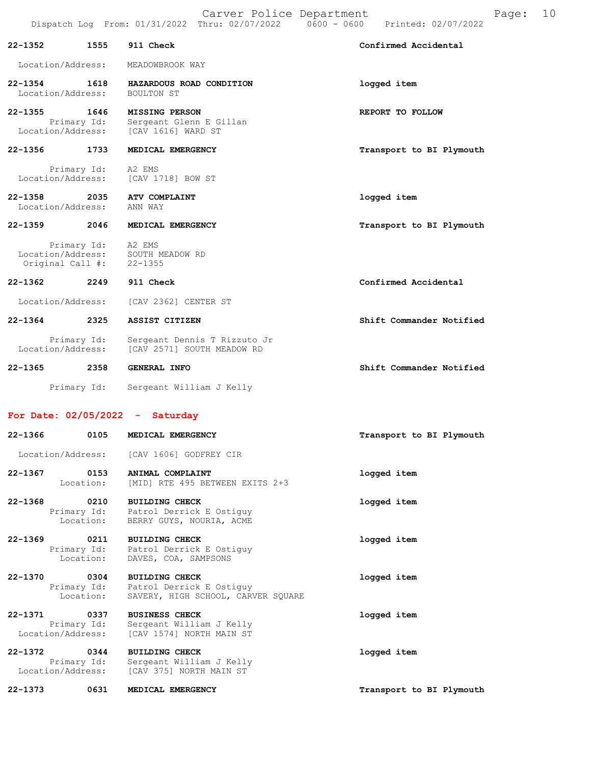| Call # | Time | Call Type | Disposition |
|---|---|---|---|
| 22-1352 | 1555 | **911 Check** | **Confirmed Accidental** |
| | | Location/Address: MEADOWBROOK WAY | |
| 22-1354 | 1618 | **HAZARDOUS ROAD CONDITION** | **logged item** |
| | | Location/Address: BOULTON ST | |
| 22-1355 | 1646 | **MISSING PERSON** | **REPORT TO FOLLOW** |
| | | Primary Id: Sergeant Glenn E Gillan | |
| | | Location/Address: [CAV 1616] WARD ST | |
| 22-1356 | 1733 | **MEDICAL EMERGENCY** | **Transport to BI Plymouth** |
| | | Primary Id: A2 EMS | |
| | | Location/Address: [CAV 1718] BOW ST | |
| 22-1358 | 2035 | **ATV COMPLAINT** | **logged item** |
| | | Location/Address: ANN WAY | |
| 22-1359 | 2046 | **MEDICAL EMERGENCY** | **Transport to BI Plymouth** |
| | | Primary Id: A2 EMS | |
| | | Location/Address: SOUTH MEADOW RD | |
| | | Original Call #: 22-1355 | |
| 22-1362 | 2249 | **911 Check** | **Confirmed Accidental** |
| | | Location/Address: [CAV 2362] CENTER ST | |
| 22-1364 | 2325 | **ASSIST CITIZEN** | **Shift Commander Notified** |
| | | Primary Id: Sergeant Dennis T Rizzuto Jr | |
| | | Location/Address: [CAV 2571] SOUTH MEADOW RD | |
| 22-1365 | 2358 | **GENERAL INFO** | **Shift Commander Notified** |
| | | Primary Id: Sergeant William J Kelly | |

## For Date: 02/05/2022 - Saturday

| Call # | Time | Call Type | Disposition |
|---|---|---|---|
| 22-1366 | 0105 | **MEDICAL EMERGENCY** | **Transport to BI Plymouth** |
| | | Location/Address: [CAV 1606] GODFREY CIR | |
| 22-1367 | 0153 | **ANIMAL COMPLAINT** | **logged item** |
| | | Location: [MID] RTE 495 BETWEEN EXITS 2+3 | |
| 22-1368 | 0210 | **BUILDING CHECK** | **logged item** |
| | | Primary Id: Patrol Derrick E Ostiguy | |
| | | Location: BERRY GUYS, NOURIA, ACME | |
| 22-1369 | 0211 | **BUILDING CHECK** | **logged item** |
| | | Primary Id: Patrol Derrick E Ostiguy | |
| | | Location: DAVES, COA, SAMPSONS | |
| 22-1370 | 0304 | **BUILDING CHECK** | **logged item** |
| | | Primary Id: Patrol Derrick E Ostiguy | |
| | | Location: SAVERY, HIGH SCHOOL, CARVER SQUARE | |
| 22-1371 | 0337 | **BUSINESS CHECK** | **logged item** |
| | | Primary Id: Sergeant William J Kelly | |
| | | Location/Address: [CAV 1574] NORTH MAIN ST | |
| 22-1372 | 0344 | **BUILDING CHECK** | **logged item** |
| | | Primary Id: Sergeant William J Kelly | |
| | | Location/Address: [CAV 375] NORTH MAIN ST | |
| 22-1373 | 0631 | **MEDICAL EMERGENCY** | **Transport to BI Plymouth** |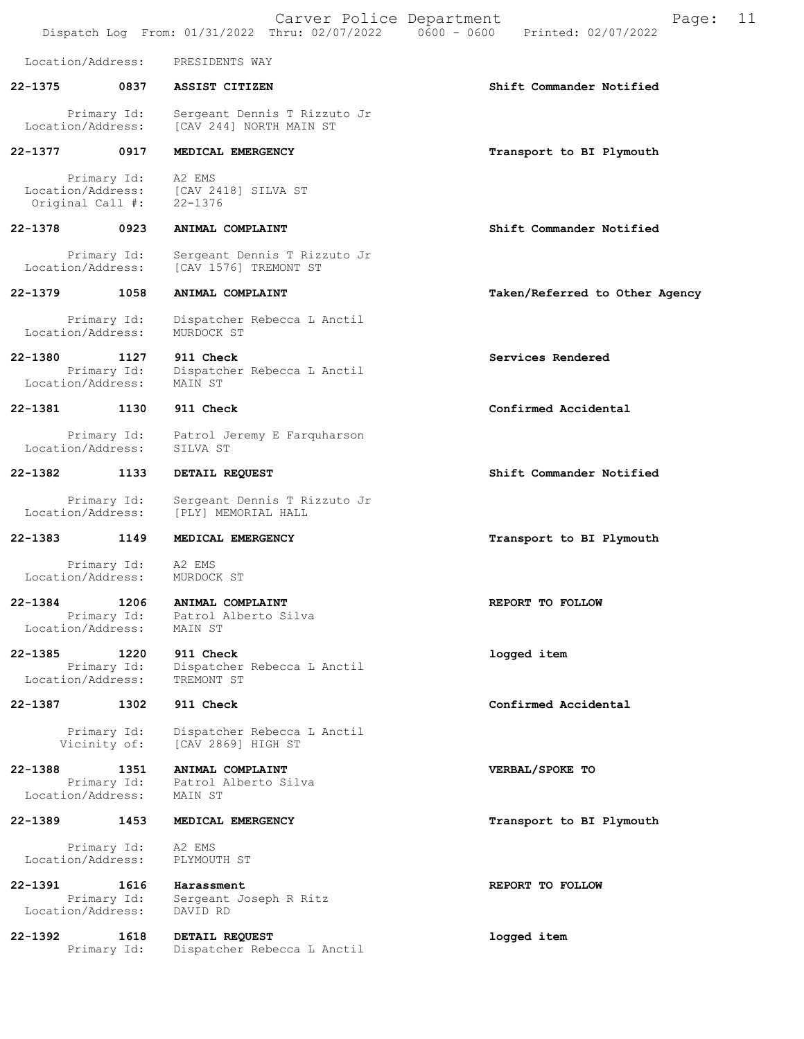Location/Address: PRESIDENTS WAY

**22-1375 0837 ASSIST CITIZEN** — **Shift Commander Notified**

Primary Id: Sergeant Dennis T Rizzuto Jr
Location/Address: [CAV 244] NORTH MAIN ST

**22-1377 0917 MEDICAL EMERGENCY** — **Transport to BI Plymouth**

Primary Id: A2 EMS
Location/Address: [CAV 2418] SILVA ST
Original Call #: 22-1376

**22-1378 0923 ANIMAL COMPLAINT** — **Shift Commander Notified**

Primary Id: Sergeant Dennis T Rizzuto Jr
Location/Address: [CAV 1576] TREMONT ST

**22-1379 1058 ANIMAL COMPLAINT** — **Taken/Referred to Other Agency**

Primary Id: Dispatcher Rebecca L Anctil
Location/Address: MURDOCK ST

**22-1380 1127 911 Check** — **Services Rendered**

Primary Id: Dispatcher Rebecca L Anctil
Location/Address: MAIN ST

**22-1381 1130 911 Check** — **Confirmed Accidental**

Primary Id: Patrol Jeremy E Farquharson
Location/Address: SILVA ST

**22-1382 1133 DETAIL REQUEST** — **Shift Commander Notified**

Primary Id: Sergeant Dennis T Rizzuto Jr
Location/Address: [PLY] MEMORIAL HALL

**22-1383 1149 MEDICAL EMERGENCY** — **Transport to BI Plymouth**

Primary Id: A2 EMS
Location/Address: MURDOCK ST

**22-1384 1206 ANIMAL COMPLAINT** — **REPORT TO FOLLOW**

Primary Id: Patrol Alberto Silva
Location/Address: MAIN ST

**22-1385 1220 911 Check** — **logged item**

Primary Id: Dispatcher Rebecca L Anctil
Location/Address: TREMONT ST

**22-1387 1302 911 Check** — **Confirmed Accidental**

Primary Id: Dispatcher Rebecca L Anctil
Vicinity of: [CAV 2869] HIGH ST

**22-1388 1351 ANIMAL COMPLAINT** — **VERBAL/SPOKE TO**

Primary Id: Patrol Alberto Silva
Location/Address: MAIN ST

**22-1389 1453 MEDICAL EMERGENCY** — **Transport to BI Plymouth**

Primary Id: A2 EMS
Location/Address: PLYMOUTH ST

**22-1391 1616 Harassment** — **REPORT TO FOLLOW**

Primary Id: Sergeant Joseph R Ritz
Location/Address: DAVID RD

**22-1392 1618 DETAIL REQUEST** — **logged item**

Primary Id: Dispatcher Rebecca L Anctil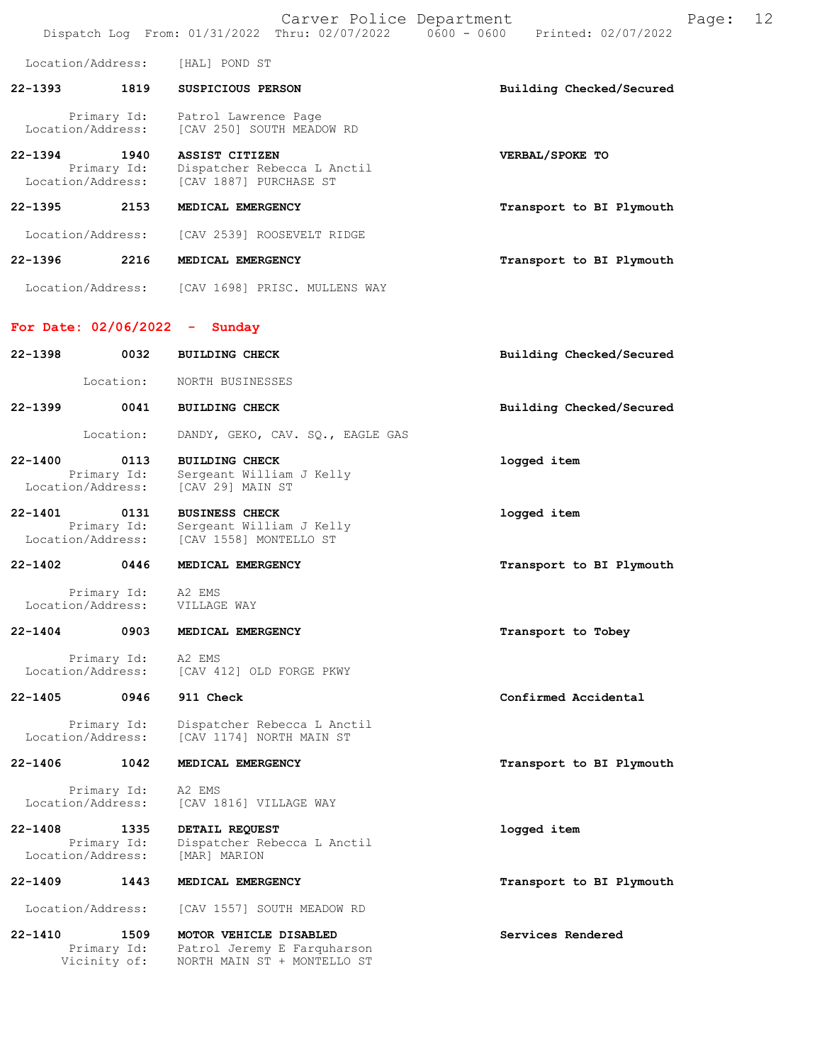Location/Address: [HAL] POND ST

**22-1393** 1819 **SUSPICIOUS PERSON** — Building Checked/Secured
Primary Id: Patrol Lawrence Page
Location/Address: [CAV 250] SOUTH MEADOW RD

**22-1394** 1940 **ASSIST CITIZEN** — VERBAL/SPOKE TO
Primary Id: Dispatcher Rebecca L Anctil
Location/Address: [CAV 1887] PURCHASE ST

**22-1395** 2153 **MEDICAL EMERGENCY** — Transport to BI Plymouth
Location/Address: [CAV 2539] ROOSEVELT RIDGE

**22-1396** 2216 **MEDICAL EMERGENCY** — Transport to BI Plymouth
Location/Address: [CAV 1698] PRISC. MULLENS WAY

## For Date: 02/06/2022 - Sunday

**22-1398** 0032 **BUILDING CHECK** — Building Checked/Secured
Location: NORTH BUSINESSES

**22-1399** 0041 **BUILDING CHECK** — Building Checked/Secured
Location: DANDY, GEKO, CAV. SQ., EAGLE GAS

**22-1400** 0113 **BUILDING CHECK** — logged item
Primary Id: Sergeant William J Kelly
Location/Address: [CAV 29] MAIN ST

**22-1401** 0131 **BUSINESS CHECK** — logged item
Primary Id: Sergeant William J Kelly
Location/Address: [CAV 1558] MONTELLO ST

**22-1402** 0446 **MEDICAL EMERGENCY** — Transport to BI Plymouth
Primary Id: A2 EMS
Location/Address: VILLAGE WAY

**22-1404** 0903 **MEDICAL EMERGENCY** — Transport to Tobey
Primary Id: A2 EMS
Location/Address: [CAV 412] OLD FORGE PKWY

**22-1405** 0946 **911 Check** — Confirmed Accidental
Primary Id: Dispatcher Rebecca L Anctil
Location/Address: [CAV 1174] NORTH MAIN ST

**22-1406** 1042 **MEDICAL EMERGENCY** — Transport to BI Plymouth
Primary Id: A2 EMS
Location/Address: [CAV 1816] VILLAGE WAY

**22-1408** 1335 **DETAIL REQUEST** — logged item
Primary Id: Dispatcher Rebecca L Anctil
Location/Address: [MAR] MARION

**22-1409** 1443 **MEDICAL EMERGENCY** — Transport to BI Plymouth
Location/Address: [CAV 1557] SOUTH MEADOW RD

**22-1410** 1509 **MOTOR VEHICLE DISABLED** — Services Rendered
Primary Id: Patrol Jeremy E Farquharson
Vicinity of: NORTH MAIN ST + MONTELLO ST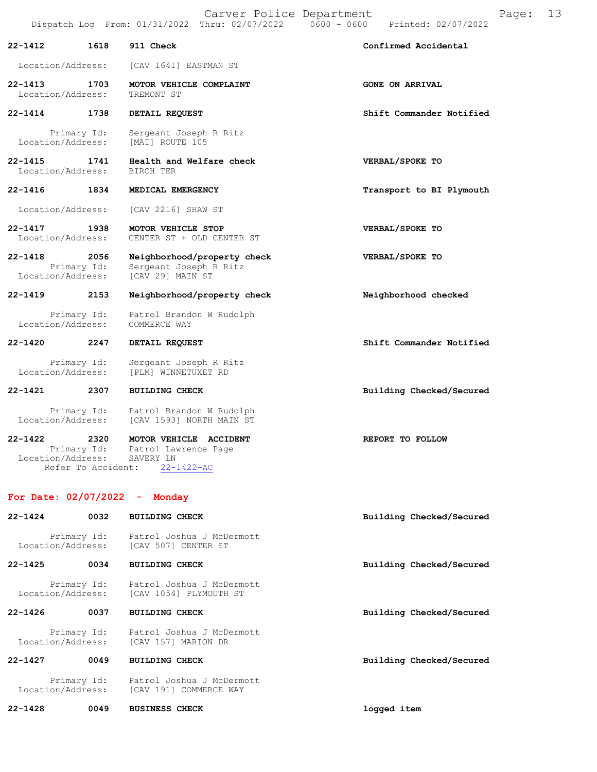22-1412 1618 **911 Check** **Confirmed Accidental**

Location/Address: [CAV 1641] EASTMAN ST

22-1413 1703 **MOTOR VEHICLE COMPLAINT** **GONE ON ARRIVAL**
Location/Address: TREMONT ST

22-1414 1738 **DETAIL REQUEST** **Shift Commander Notified**

Primary Id: Sergeant Joseph R Ritz
Location/Address: [MAI] ROUTE 105

22-1415 1741 **Health and Welfare check** **VERBAL/SPOKE TO**
Location/Address: BIRCH TER

22-1416 1834 **MEDICAL EMERGENCY** **Transport to BI Plymouth**

Location/Address: [CAV 2216] SHAW ST

22-1417 1938 **MOTOR VEHICLE STOP** **VERBAL/SPOKE TO**
Location/Address: CENTER ST + OLD CENTER ST

22-1418 2056 **Neighborhood/property check** **VERBAL/SPOKE TO**
Primary Id: Sergeant Joseph R Ritz
Location/Address: [CAV 29] MAIN ST

22-1419 2153 **Neighborhood/property check** **Neighborhood checked**

Primary Id: Patrol Brandon W Rudolph
Location/Address: COMMERCE WAY

22-1420 2247 **DETAIL REQUEST** **Shift Commander Notified**

Primary Id: Sergeant Joseph R Ritz
Location/Address: [PLM] WINNETUXET RD

22-1421 2307 **BUILDING CHECK** **Building Checked/Secured**

Primary Id: Patrol Brandon W Rudolph
Location/Address: [CAV 1593] NORTH MAIN ST

22-1422 2320 **MOTOR VEHICLE ACCIDENT** **REPORT TO FOLLOW**
Primary Id: Patrol Lawrence Page
Location/Address: SAVERY LN
Refer To Accident: 22-1422-AC

## For Date: 02/07/2022 - Monday

22-1424 0032 **BUILDING CHECK** **Building Checked/Secured**

Primary Id: Patrol Joshua J McDermott
Location/Address: [CAV 507] CENTER ST

22-1425 0034 **BUILDING CHECK** **Building Checked/Secured**

Primary Id: Patrol Joshua J McDermott
Location/Address: [CAV 1054] PLYMOUTH ST

22-1426 0037 **BUILDING CHECK** **Building Checked/Secured**

Primary Id: Patrol Joshua J McDermott
Location/Address: [CAV 157] MARION DR

22-1427 0049 **BUILDING CHECK** **Building Checked/Secured**

Primary Id: Patrol Joshua J McDermott
Location/Address: [CAV 191] COMMERCE WAY

22-1428 0049 **BUSINESS CHECK** **logged item**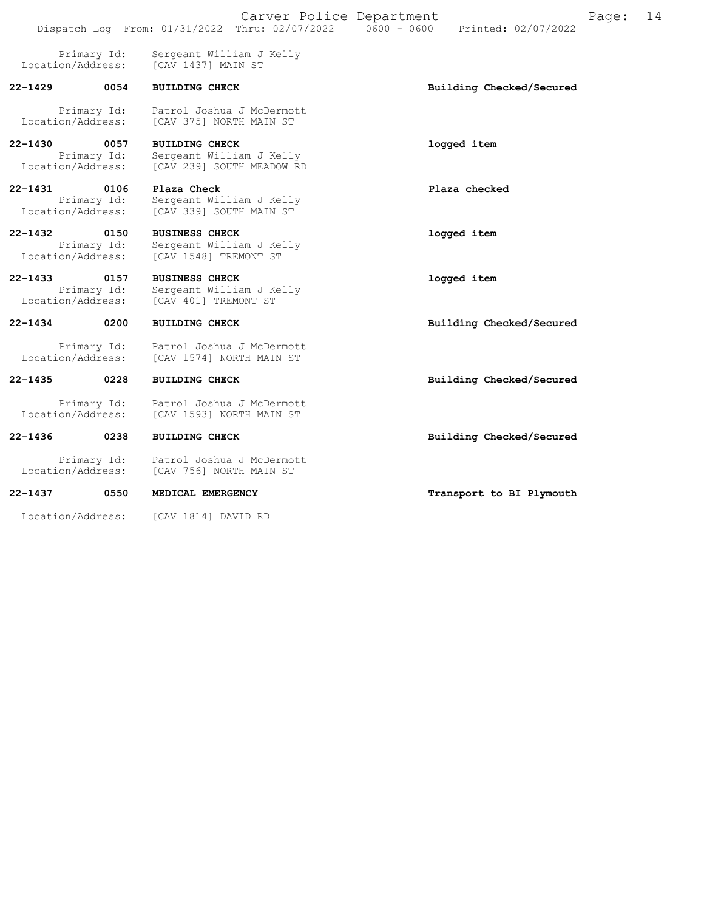Primary Id: Sergeant William J Kelly
Location/Address: [CAV 1437] MAIN ST

**22-1429 0054 BUILDING CHECK** **Building Checked/Secured**

Primary Id: Patrol Joshua J McDermott
Location/Address: [CAV 375] NORTH MAIN ST

**22-1430 0057 BUILDING CHECK** **logged item**
Primary Id: Sergeant William J Kelly
Location/Address: [CAV 239] SOUTH MEADOW RD

**22-1431 0106 Plaza Check** **Plaza checked**
Primary Id: Sergeant William J Kelly
Location/Address: [CAV 339] SOUTH MAIN ST

**22-1432 0150 BUSINESS CHECK** **logged item**
Primary Id: Sergeant William J Kelly
Location/Address: [CAV 1548] TREMONT ST

**22-1433 0157 BUSINESS CHECK** **logged item**
Primary Id: Sergeant William J Kelly
Location/Address: [CAV 401] TREMONT ST

**22-1434 0200 BUILDING CHECK** **Building Checked/Secured**

Primary Id: Patrol Joshua J McDermott
Location/Address: [CAV 1574] NORTH MAIN ST

**22-1435 0228 BUILDING CHECK** **Building Checked/Secured**

Primary Id: Patrol Joshua J McDermott
Location/Address: [CAV 1593] NORTH MAIN ST

**22-1436 0238 BUILDING CHECK** **Building Checked/Secured**

Primary Id: Patrol Joshua J McDermott
Location/Address: [CAV 756] NORTH MAIN ST

**22-1437 0550 MEDICAL EMERGENCY** **Transport to BI Plymouth**

Location/Address: [CAV 1814] DAVID RD